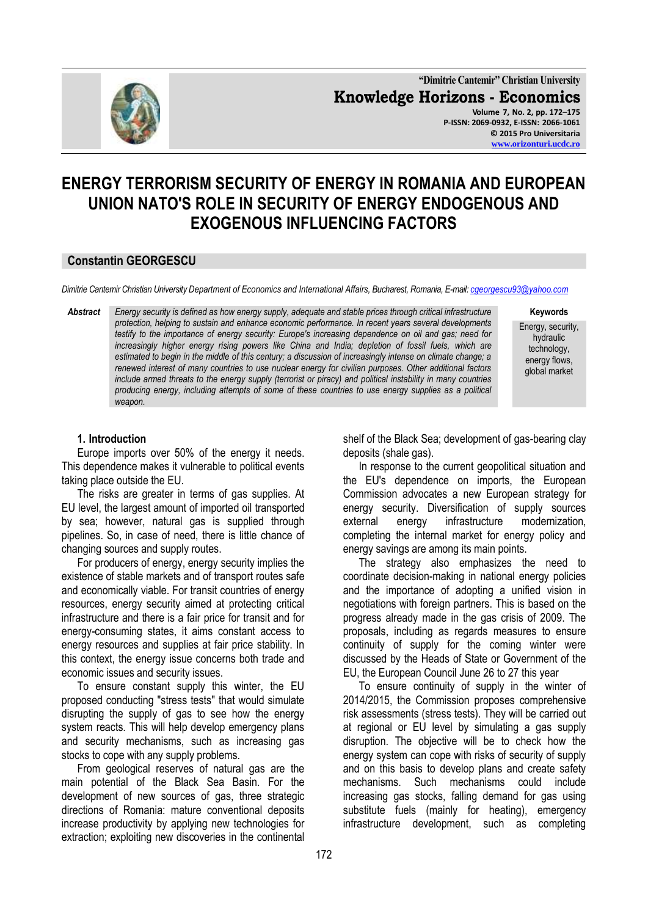# ENERGY TERRORISM SECURITY OF ENERGY IN ROMANIA AND EUROPEAN UNION NATO'S ROLE IN SECURITY OF ENERGY ENDOGENOUS AND EXOGENOUS INFLUENCING FACTORS

**Constantin GEORGESCU**

*Dimitrie Cantemir Christian University Department of Economics and International Affairs, Bucharest, Romania, E-mail: cgeorgescu93@yahoo.com*

***Abstract*** *Energy security is defined as how energy supply, adequate and stable prices through critical infrastructure protection, helping to sustain and enhance economic performance. In recent years several developments testify to the importance of energy security: Europe's increasing dependence on oil and gas; need for increasingly higher energy rising powers like China and India; depletion of fossil fuels, which are estimated to begin in the middle of this century; a discussion of increasingly intense on climate change; a renewed interest of many countries to use nuclear energy for civilian purposes. Other additional factors include armed threats to the energy supply (terrorist or piracy) and political instability in many countries producing energy, including attempts of some of these countries to use energy supplies as a political weapon.*

**Keywords** Energy, security, hydraulic technology, energy flows, global market

## 1. Introduction

Europe imports over 50% of the energy it needs. This dependence makes it vulnerable to political events taking place outside the EU.

The risks are greater in terms of gas supplies. At EU level, the largest amount of imported oil transported by sea; however, natural gas is supplied through pipelines. So, in case of need, there is little chance of changing sources and supply routes.

For producers of energy, energy security implies the existence of stable markets and of transport routes safe and economically viable. For transit countries of energy resources, energy security aimed at protecting critical infrastructure and there is a fair price for transit and for energy-consuming states, it aims constant access to energy resources and supplies at fair price stability. In this context, the energy issue concerns both trade and economic issues and security issues.

To ensure constant supply this winter, the EU proposed conducting "stress tests" that would simulate disrupting the supply of gas to see how the energy system reacts. This will help develop emergency plans and security mechanisms, such as increasing gas stocks to cope with any supply problems.

From geological reserves of natural gas are the main potential of the Black Sea Basin. For the development of new sources of gas, three strategic directions of Romania: mature conventional deposits increase productivity by applying new technologies for extraction; exploiting new discoveries in the continental shelf of the Black Sea; development of gas-bearing clay deposits (shale gas).

In response to the current geopolitical situation and the EU's dependence on imports, the European Commission advocates a new European strategy for energy security. Diversification of supply sources external energy infrastructure modernization, completing the internal market for energy policy and energy savings are among its main points.

The strategy also emphasizes the need to coordinate decision-making in national energy policies and the importance of adopting a unified vision in negotiations with foreign partners. This is based on the progress already made in the gas crisis of 2009. The proposals, including as regards measures to ensure continuity of supply for the coming winter were discussed by the Heads of State or Government of the EU, the European Council June 26 to 27 this year

To ensure continuity of supply in the winter of 2014/2015, the Commission proposes comprehensive risk assessments (stress tests). They will be carried out at regional or EU level by simulating a gas supply disruption. The objective will be to check how the energy system can cope with risks of security of supply and on this basis to develop plans and create safety mechanisms. Such mechanisms could include increasing gas stocks, falling demand for gas using substitute fuels (mainly for heating), emergency infrastructure development, such as completing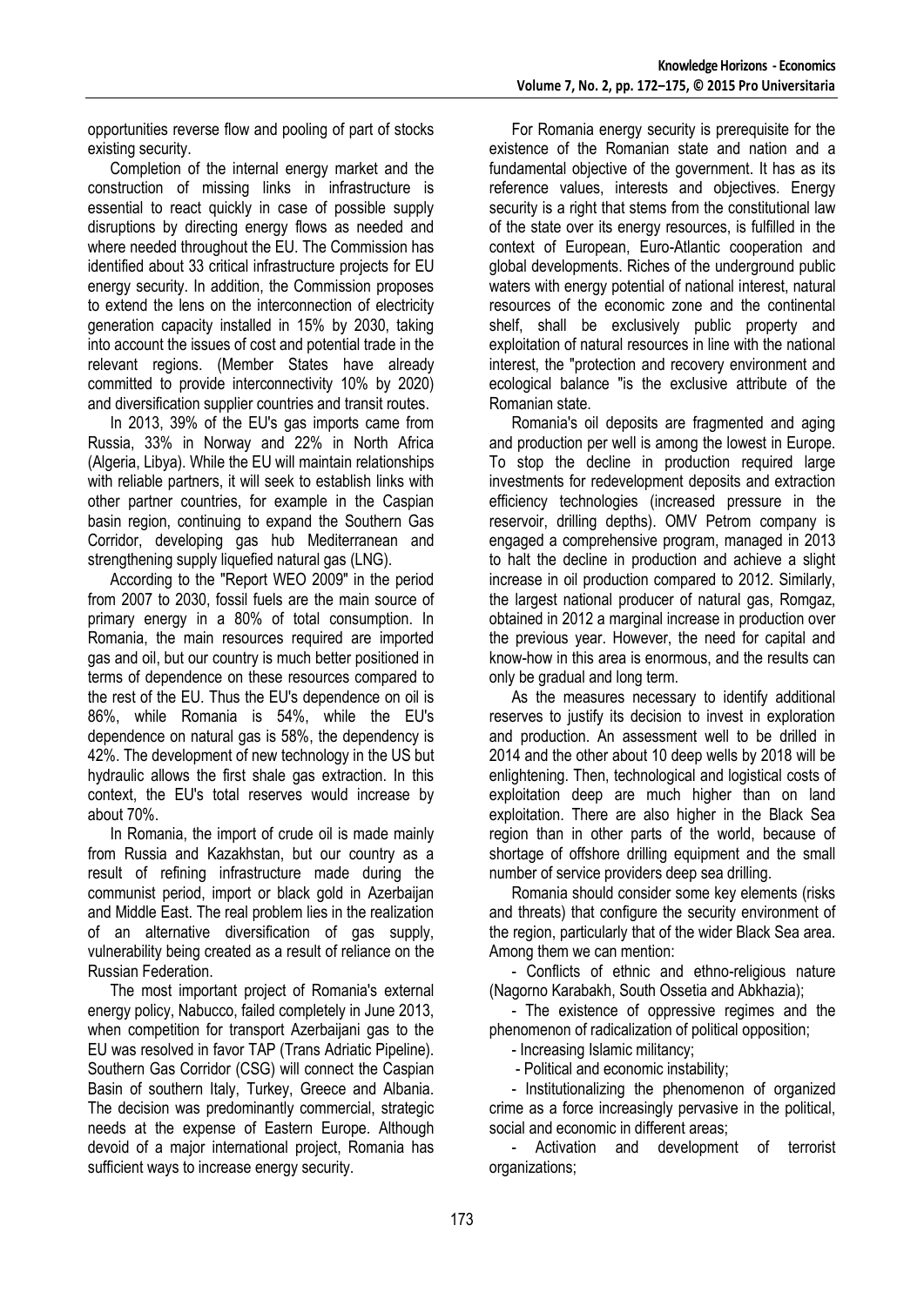opportunities reverse flow and pooling of part of stocks existing security.

Completion of the internal energy market and the construction of missing links in infrastructure is essential to react quickly in case of possible supply disruptions by directing energy flows as needed and where needed throughout the EU. The Commission has identified about 33 critical infrastructure projects for EU energy security. In addition, the Commission proposes to extend the lens on the interconnection of electricity generation capacity installed in 15% by 2030, taking into account the issues of cost and potential trade in the relevant regions. (Member States have already committed to provide interconnectivity 10% by 2020) and diversification supplier countries and transit routes.

In 2013, 39% of the EU's gas imports came from Russia, 33% in Norway and 22% in North Africa (Algeria, Libya). While the EU will maintain relationships with reliable partners, it will seek to establish links with other partner countries, for example in the Caspian basin region, continuing to expand the Southern Gas Corridor, developing gas hub Mediterranean and strengthening supply liquefied natural gas (LNG).

According to the "Report WEO 2009" in the period from 2007 to 2030, fossil fuels are the main source of primary energy in a 80% of total consumption. In Romania, the main resources required are imported gas and oil, but our country is much better positioned in terms of dependence on these resources compared to the rest of the EU. Thus the EU's dependence on oil is 86%, while Romania is 54%, while the EU's dependence on natural gas is 58%, the dependency is 42%. The development of new technology in the US but hydraulic allows the first shale gas extraction. In this context, the EU's total reserves would increase by about 70%.

In Romania, the import of crude oil is made mainly from Russia and Kazakhstan, but our country as a result of refining infrastructure made during the communist period, import or black gold in Azerbaijan and Middle East. The real problem lies in the realization of an alternative diversification of gas supply, vulnerability being created as a result of reliance on the Russian Federation.

The most important project of Romania's external energy policy, Nabucco, failed completely in June 2013, when competition for transport Azerbaijani gas to the EU was resolved in favor TAP (Trans Adriatic Pipeline). Southern Gas Corridor (CSG) will connect the Caspian Basin of southern Italy, Turkey, Greece and Albania. The decision was predominantly commercial, strategic needs at the expense of Eastern Europe. Although devoid of a major international project, Romania has sufficient ways to increase energy security.

For Romania energy security is prerequisite for the existence of the Romanian state and nation and a fundamental objective of the government. It has as its reference values, interests and objectives. Energy security is a right that stems from the constitutional law of the state over its energy resources, is fulfilled in the context of European, Euro-Atlantic cooperation and global developments. Riches of the underground public waters with energy potential of national interest, natural resources of the economic zone and the continental shelf, shall be exclusively public property and exploitation of natural resources in line with the national interest, the "protection and recovery environment and ecological balance "is the exclusive attribute of the Romanian state.

Romania's oil deposits are fragmented and aging and production per well is among the lowest in Europe. To stop the decline in production required large investments for redevelopment deposits and extraction efficiency technologies (increased pressure in the reservoir, drilling depths). OMV Petrom company is engaged a comprehensive program, managed in 2013 to halt the decline in production and achieve a slight increase in oil production compared to 2012. Similarly, the largest national producer of natural gas, Romgaz, obtained in 2012 a marginal increase in production over the previous year. However, the need for capital and know-how in this area is enormous, and the results can only be gradual and long term.

As the measures necessary to identify additional reserves to justify its decision to invest in exploration and production. An assessment well to be drilled in 2014 and the other about 10 deep wells by 2018 will be enlightening. Then, technological and logistical costs of exploitation deep are much higher than on land exploitation. There are also higher in the Black Sea region than in other parts of the world, because of shortage of offshore drilling equipment and the small number of service providers deep sea drilling.

Romania should consider some key elements (risks and threats) that configure the security environment of the region, particularly that of the wider Black Sea area. Among them we can mention:

- Conflicts of ethnic and ethno-religious nature (Nagorno Karabakh, South Ossetia and Abkhazia);
- The existence of oppressive regimes and the phenomenon of radicalization of political opposition;
- Increasing Islamic militancy;
- Political and economic instability;
- Institutionalizing the phenomenon of organized crime as a force increasingly pervasive in the political, social and economic in different areas;
- Activation and development of terrorist organizations;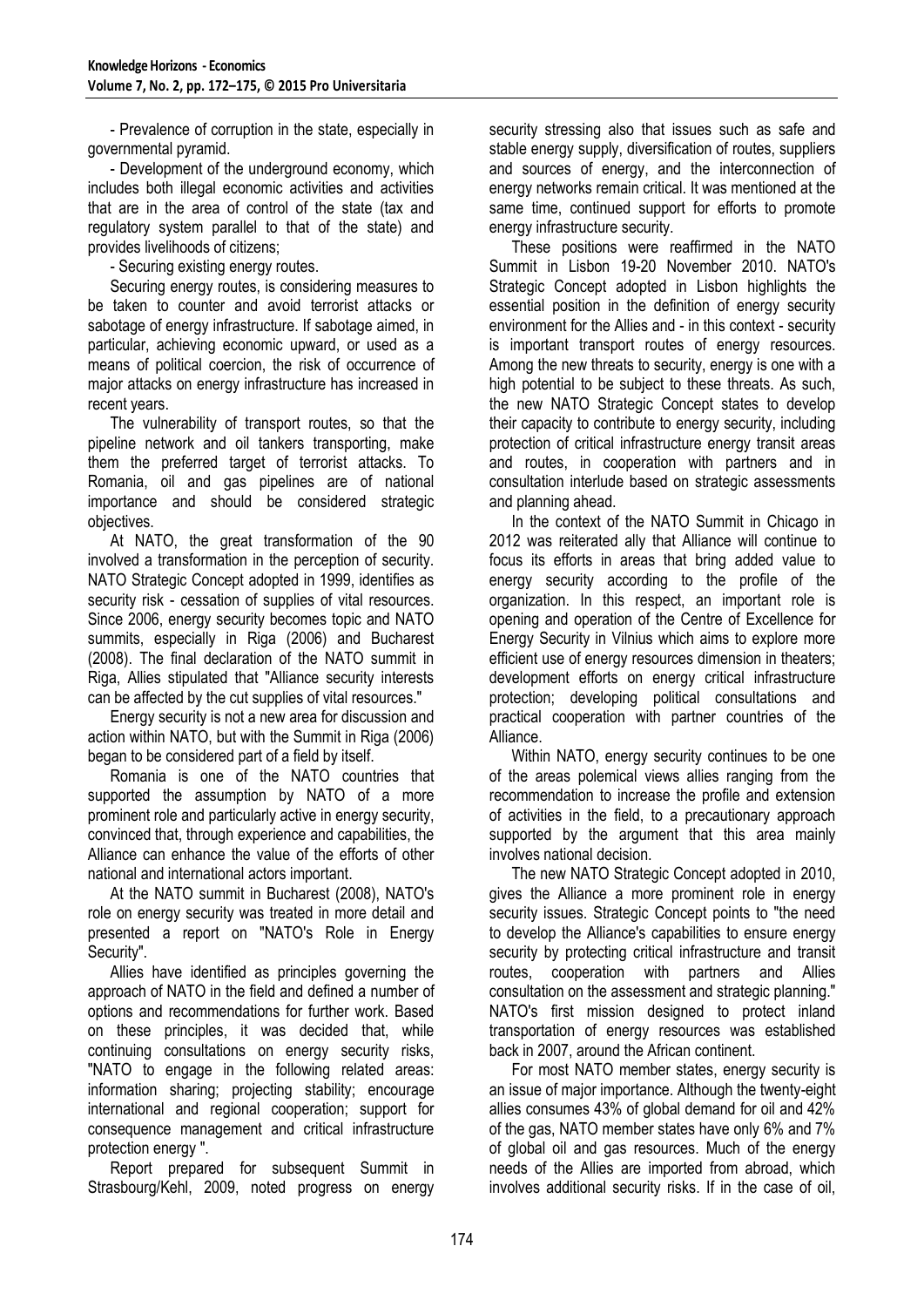- Prevalence of corruption in the state, especially in governmental pyramid.

- Development of the underground economy, which includes both illegal economic activities and activities that are in the area of control of the state (tax and regulatory system parallel to that of the state) and provides livelihoods of citizens;

- Securing existing energy routes.

Securing energy routes, is considering measures to be taken to counter and avoid terrorist attacks or sabotage of energy infrastructure. If sabotage aimed, in particular, achieving economic upward, or used as a means of political coercion, the risk of occurrence of major attacks on energy infrastructure has increased in recent years.

The vulnerability of transport routes, so that the pipeline network and oil tankers transporting, make them the preferred target of terrorist attacks. To Romania, oil and gas pipelines are of national importance and should be considered strategic objectives.

At NATO, the great transformation of the 90 involved a transformation in the perception of security. NATO Strategic Concept adopted in 1999, identifies as security risk - cessation of supplies of vital resources. Since 2006, energy security becomes topic and NATO summits, especially in Riga (2006) and Bucharest (2008). The final declaration of the NATO summit in Riga, Allies stipulated that "Alliance security interests can be affected by the cut supplies of vital resources."

Energy security is not a new area for discussion and action within NATO, but with the Summit in Riga (2006) began to be considered part of a field by itself.

Romania is one of the NATO countries that supported the assumption by NATO of a more prominent role and particularly active in energy security, convinced that, through experience and capabilities, the Alliance can enhance the value of the efforts of other national and international actors important.

At the NATO summit in Bucharest (2008), NATO's role on energy security was treated in more detail and presented a report on "NATO's Role in Energy Security".

Allies have identified as principles governing the approach of NATO in the field and defined a number of options and recommendations for further work. Based on these principles, it was decided that, while continuing consultations on energy security risks, "NATO to engage in the following related areas: information sharing; projecting stability; encourage international and regional cooperation; support for consequence management and critical infrastructure protection energy ".

Report prepared for subsequent Summit in Strasbourg/Kehl, 2009, noted progress on energy security stressing also that issues such as safe and stable energy supply, diversification of routes, suppliers and sources of energy, and the interconnection of energy networks remain critical. It was mentioned at the same time, continued support for efforts to promote energy infrastructure security.

These positions were reaffirmed in the NATO Summit in Lisbon 19-20 November 2010. NATO's Strategic Concept adopted in Lisbon highlights the essential position in the definition of energy security environment for the Allies and - in this context - security is important transport routes of energy resources. Among the new threats to security, energy is one with a high potential to be subject to these threats. As such, the new NATO Strategic Concept states to develop their capacity to contribute to energy security, including protection of critical infrastructure energy transit areas and routes, in cooperation with partners and in consultation interlude based on strategic assessments and planning ahead.

In the context of the NATO Summit in Chicago in 2012 was reiterated ally that Alliance will continue to focus its efforts in areas that bring added value to energy security according to the profile of the organization. In this respect, an important role is opening and operation of the Centre of Excellence for Energy Security in Vilnius which aims to explore more efficient use of energy resources dimension in theaters; development efforts on energy critical infrastructure protection; developing political consultations and practical cooperation with partner countries of the Alliance.

Within NATO, energy security continues to be one of the areas polemical views allies ranging from the recommendation to increase the profile and extension of activities in the field, to a precautionary approach supported by the argument that this area mainly involves national decision.

The new NATO Strategic Concept adopted in 2010, gives the Alliance a more prominent role in energy security issues. Strategic Concept points to "the need to develop the Alliance's capabilities to ensure energy security by protecting critical infrastructure and transit routes, cooperation with partners and Allies consultation on the assessment and strategic planning." NATO's first mission designed to protect inland transportation of energy resources was established back in 2007, around the African continent.

For most NATO member states, energy security is an issue of major importance. Although the twenty-eight allies consumes 43% of global demand for oil and 42% of the gas, NATO member states have only 6% and 7% of global oil and gas resources. Much of the energy needs of the Allies are imported from abroad, which involves additional security risks. If in the case of oil,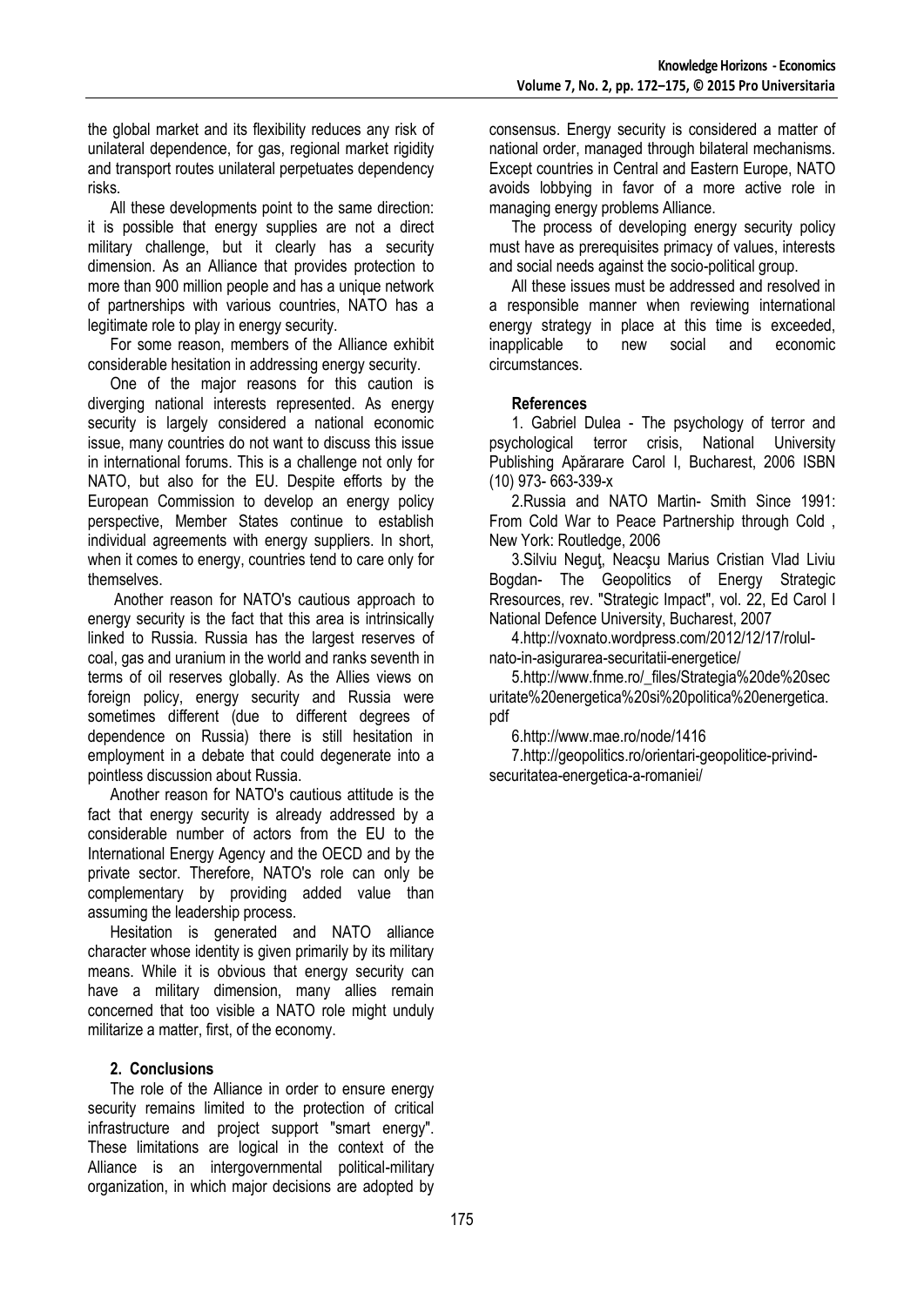the global market and its flexibility reduces any risk of unilateral dependence, for gas, regional market rigidity and transport routes unilateral perpetuates dependency risks.

All these developments point to the same direction: it is possible that energy supplies are not a direct military challenge, but it clearly has a security dimension. As an Alliance that provides protection to more than 900 million people and has a unique network of partnerships with various countries, NATO has a legitimate role to play in energy security.

For some reason, members of the Alliance exhibit considerable hesitation in addressing energy security.

One of the major reasons for this caution is diverging national interests represented. As energy security is largely considered a national economic issue, many countries do not want to discuss this issue in international forums. This is a challenge not only for NATO, but also for the EU. Despite efforts by the European Commission to develop an energy policy perspective, Member States continue to establish individual agreements with energy suppliers. In short, when it comes to energy, countries tend to care only for themselves.

Another reason for NATO's cautious approach to energy security is the fact that this area is intrinsically linked to Russia. Russia has the largest reserves of coal, gas and uranium in the world and ranks seventh in terms of oil reserves globally. As the Allies views on foreign policy, energy security and Russia were sometimes different (due to different degrees of dependence on Russia) there is still hesitation in employment in a debate that could degenerate into a pointless discussion about Russia.

Another reason for NATO's cautious attitude is the fact that energy security is already addressed by a considerable number of actors from the EU to the International Energy Agency and the OECD and by the private sector. Therefore, NATO's role can only be complementary by providing added value than assuming the leadership process.

Hesitation is generated and NATO alliance character whose identity is given primarily by its military means. While it is obvious that energy security can have a military dimension, many allies remain concerned that too visible a NATO role might unduly militarize a matter, first, of the economy.

## 2. Conclusions

The role of the Alliance in order to ensure energy security remains limited to the protection of critical infrastructure and project support "smart energy". These limitations are logical in the context of the Alliance is an intergovernmental political-military organization, in which major decisions are adopted by consensus. Energy security is considered a matter of national order, managed through bilateral mechanisms. Except countries in Central and Eastern Europe, NATO avoids lobbying in favor of a more active role in managing energy problems Alliance.

The process of developing energy security policy must have as prerequisites primacy of values, interests and social needs against the socio-political group.

All these issues must be addressed and resolved in a responsible manner when reviewing international energy strategy in place at this time is exceeded, inapplicable to new social and economic circumstances.

### References

1. Gabriel Dulea - The psychology of terror and psychological terror crisis, National University Publishing Apărarare Carol I, Bucharest, 2006 ISBN (10) 973- 663-339-x
2. Russia and NATO Martin- Smith Since 1991: From Cold War to Peace Partnership through Cold , New York: Routledge, 2006
3. Silviu Neguţ, Neacşu Marius Cristian Vlad Liviu Bogdan- The Geopolitics of Energy Strategic Rresources, rev. "Strategic Impact", vol. 22, Ed Carol I National Defence University, Bucharest, 2007
4. http://voxnato.wordpress.com/2012/12/17/rolul-nato-in-asigurarea-securitatii-energetice/
5. http://www.fnme.ro/_files/Strategia%20de%20securitate%20energetica%20si%20politica%20energetica.pdf
6. http://www.mae.ro/node/1416
7. http://geopolitics.ro/orientari-geopolitice-privind-securitatea-energetica-a-romaniei/